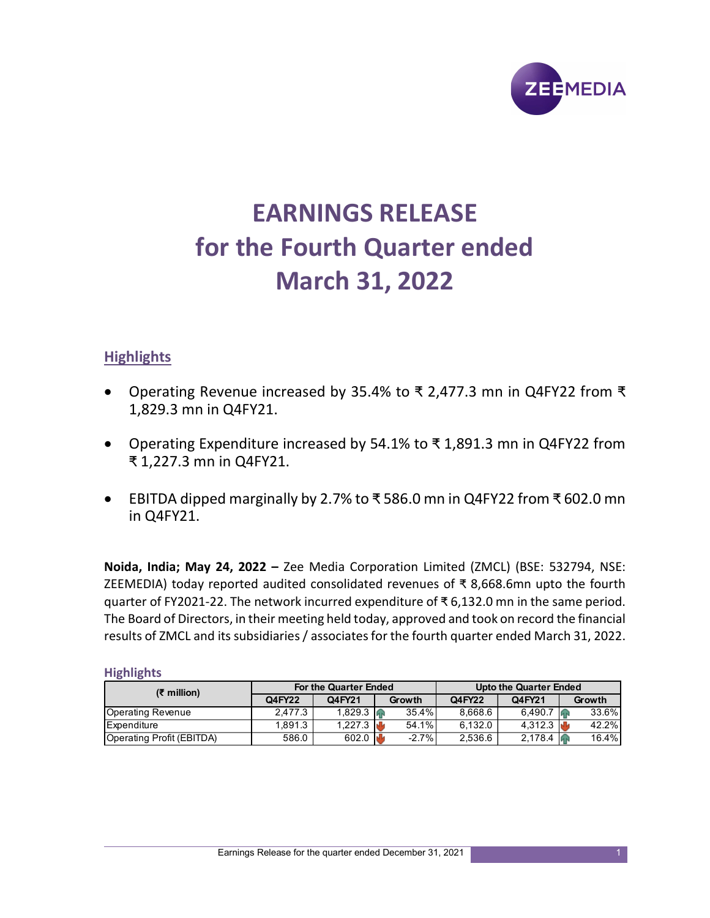# EARNINGS RELEASE for the Fourth Quarter ended March 31, 2022

## Highlights

- Operating Revenue increased by 35.4% to ₹ 2,477.3 mn in Q4FY22 from ₹ 1,829.3 mn in Q4FY21.
- Operating Expenditure increased by 54.1% to ₹ 1,891.3 mn in Q4FY22 from ₹ 1,227.3 mn in Q4FY21.
- EBITDA dipped marginally by 2.7% to ₹ 586.0 mn in Q4FY22 from ₹ 602.0 mn in Q4FY21.

**Noida, India; May 24, 2022 –** Zee Media Corporation Limited (ZMCL) (BSE: 532794, NSE: ZEEMEDIA) today reported audited consolidated revenues of ₹ 8,668.6mn upto the fourth quarter of FY2021-22. The network incurred expenditure of ₹ 6,132.0 mn in the same period. The Board of Directors, in their meeting held today, approved and took on record the financial results of ZMCL and its subsidiaries / associates for the fourth quarter ended March 31, 2022.

### Highlights

| (₹ million) | For the Quarter Ended | | | Upto the Quarter Ended | | |
|---|---|---|---|---|---|---|
| | Q4FY22 | Q4FY21 | Growth | Q4FY22 | Q4FY21 | Growth |
| Operating Revenue | 2,477.3 | 1,829.3 | 35.4% | 8,668.6 | 6,490.7 | 33.6% |
| Expenditure | 1,891.3 | 1,227.3 | 54.1% | 6,132.0 | 4,312.3 | 42.2% |
| Operating Profit (EBITDA) | 586.0 | 602.0 | -2.7% | 2,536.6 | 2,178.4 | 16.4% |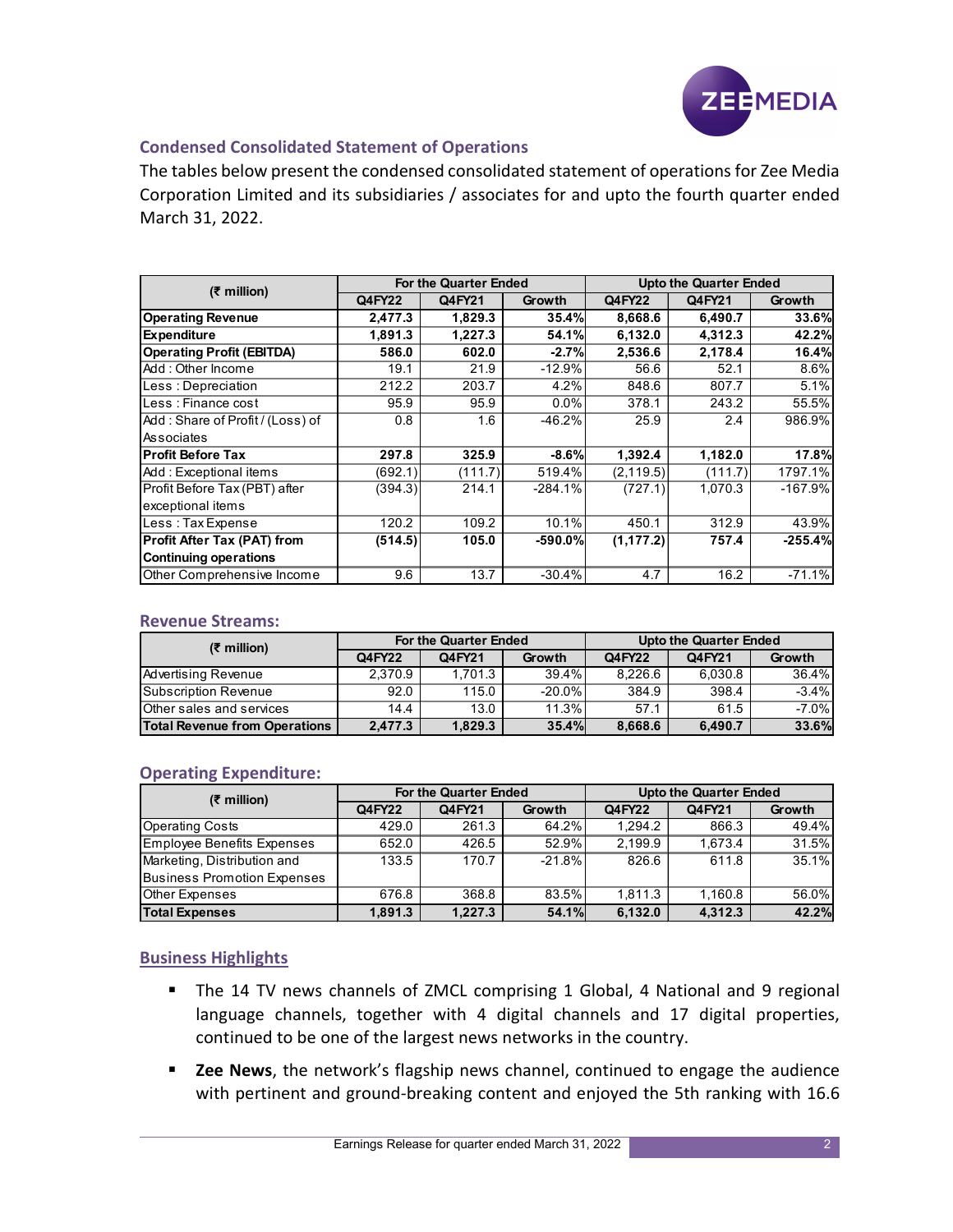## Condensed Consolidated Statement of Operations

The tables below present the condensed consolidated statement of operations for Zee Media Corporation Limited and its subsidiaries / associates for and upto the fourth quarter ended March 31, 2022.

| (₹ million) | For the Quarter Ended | | | Upto the Quarter Ended | | |
|---|---|---|---|---|---|---|
| | Q4FY22 | Q4FY21 | Growth | Q4FY22 | Q4FY21 | Growth |
| **Operating Revenue** | **2,477.3** | **1,829.3** | **35.4%** | **8,668.6** | **6,490.7** | **33.6%** |
| **Expenditure** | **1,891.3** | **1,227.3** | **54.1%** | **6,132.0** | **4,312.3** | **42.2%** |
| **Operating Profit (EBITDA)** | **586.0** | **602.0** | **-2.7%** | **2,536.6** | **2,178.4** | **16.4%** |
| Add : Other Income | 19.1 | 21.9 | -12.9% | 56.6 | 52.1 | 8.6% |
| Less : Depreciation | 212.2 | 203.7 | 4.2% | 848.6 | 807.7 | 5.1% |
| Less : Finance cost | 95.9 | 95.9 | 0.0% | 378.1 | 243.2 | 55.5% |
| Add : Share of Profit / (Loss) of Associates | 0.8 | 1.6 | -46.2% | 25.9 | 2.4 | 986.9% |
| **Profit Before Tax** | **297.8** | **325.9** | **-8.6%** | **1,392.4** | **1,182.0** | **17.8%** |
| Add : Exceptional items | (692.1) | (111.7) | 519.4% | (2,119.5) | (111.7) | 1797.1% |
| Profit Before Tax (PBT) after exceptional items | (394.3) | 214.1 | -284.1% | (727.1) | 1,070.3 | -167.9% |
| Less : Tax Expense | 120.2 | 109.2 | 10.1% | 450.1 | 312.9 | 43.9% |
| **Profit After Tax (PAT) from Continuing operations** | **(514.5)** | **105.0** | **-590.0%** | **(1,177.2)** | **757.4** | **-255.4%** |
| Other Comprehensive Income | 9.6 | 13.7 | -30.4% | 4.7 | 16.2 | -71.1% |

## Revenue Streams:

| (₹ million) | For the Quarter Ended | | | Upto the Quarter Ended | | |
|---|---|---|---|---|---|---|
| | Q4FY22 | Q4FY21 | Growth | Q4FY22 | Q4FY21 | Growth |
| Advertising Revenue | 2,370.9 | 1,701.3 | 39.4% | 8,226.6 | 6,030.8 | 36.4% |
| Subscription Revenue | 92.0 | 115.0 | -20.0% | 384.9 | 398.4 | -3.4% |
| Other sales and services | 14.4 | 13.0 | 11.3% | 57.1 | 61.5 | -7.0% |
| **Total Revenue from Operations** | **2,477.3** | **1,829.3** | **35.4%** | **8,668.6** | **6,490.7** | **33.6%** |

## Operating Expenditure:

| (₹ million) | For the Quarter Ended | | | Upto the Quarter Ended | | |
|---|---|---|---|---|---|---|
| | Q4FY22 | Q4FY21 | Growth | Q4FY22 | Q4FY21 | Growth |
| Operating Costs | 429.0 | 261.3 | 64.2% | 1,294.2 | 866.3 | 49.4% |
| Employee Benefits Expenses | 652.0 | 426.5 | 52.9% | 2,199.9 | 1,673.4 | 31.5% |
| Marketing, Distribution and Business Promotion Expenses | 133.5 | 170.7 | -21.8% | 826.6 | 611.8 | 35.1% |
| Other Expenses | 676.8 | 368.8 | 83.5% | 1,811.3 | 1,160.8 | 56.0% |
| **Total Expenses** | **1,891.3** | **1,227.3** | **54.1%** | **6,132.0** | **4,312.3** | **42.2%** |

## Business Highlights

- The 14 TV news channels of ZMCL comprising 1 Global, 4 National and 9 regional language channels, together with 4 digital channels and 17 digital properties, continued to be one of the largest news networks in the country.
- **Zee News**, the network's flagship news channel, continued to engage the audience with pertinent and ground-breaking content and enjoyed the 5th ranking with 16.6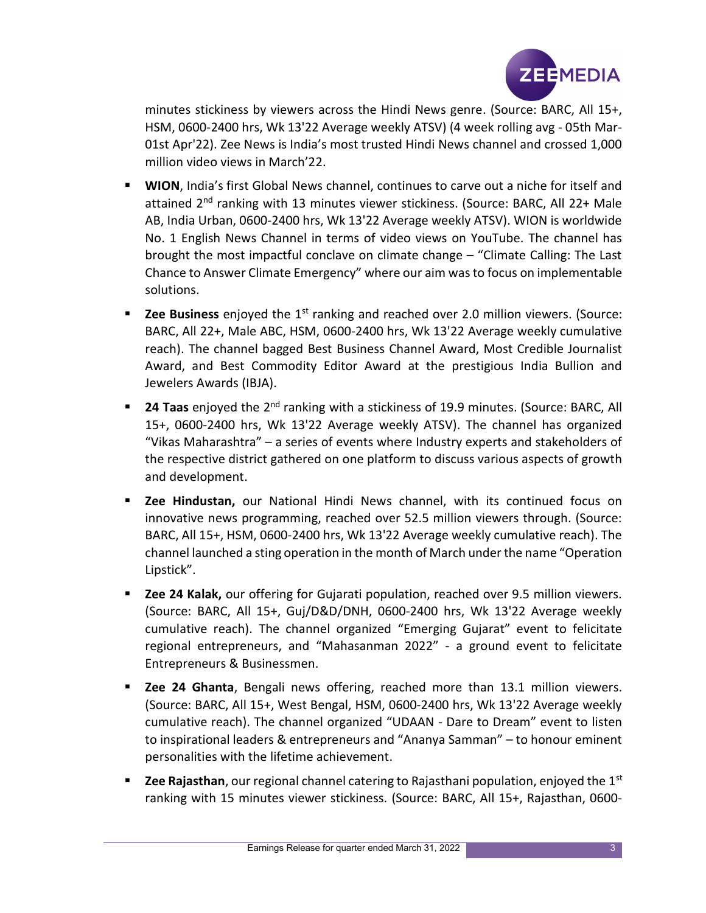minutes stickiness by viewers across the Hindi News genre. (Source: BARC, All 15+, HSM, 0600-2400 hrs, Wk 13'22 Average weekly ATSV) (4 week rolling avg - 05th Mar-01st Apr'22). Zee News is India's most trusted Hindi News channel and crossed 1,000 million video views in March'22.

- **WION**, India's first Global News channel, continues to carve out a niche for itself and attained 2nd ranking with 13 minutes viewer stickiness. (Source: BARC, All 22+ Male AB, India Urban, 0600-2400 hrs, Wk 13'22 Average weekly ATSV). WION is worldwide No. 1 English News Channel in terms of video views on YouTube. The channel has brought the most impactful conclave on climate change – "Climate Calling: The Last Chance to Answer Climate Emergency" where our aim was to focus on implementable solutions.
- **Zee Business** enjoyed the 1st ranking and reached over 2.0 million viewers. (Source: BARC, All 22+, Male ABC, HSM, 0600-2400 hrs, Wk 13'22 Average weekly cumulative reach). The channel bagged Best Business Channel Award, Most Credible Journalist Award, and Best Commodity Editor Award at the prestigious India Bullion and Jewelers Awards (IBJA).
- **24 Taas** enjoyed the 2nd ranking with a stickiness of 19.9 minutes. (Source: BARC, All 15+, 0600-2400 hrs, Wk 13'22 Average weekly ATSV). The channel has organized "Vikas Maharashtra" – a series of events where Industry experts and stakeholders of the respective district gathered on one platform to discuss various aspects of growth and development.
- **Zee Hindustan,** our National Hindi News channel, with its continued focus on innovative news programming, reached over 52.5 million viewers through. (Source: BARC, All 15+, HSM, 0600-2400 hrs, Wk 13'22 Average weekly cumulative reach). The channel launched a sting operation in the month of March under the name "Operation Lipstick".
- **Zee 24 Kalak,** our offering for Gujarati population, reached over 9.5 million viewers. (Source: BARC, All 15+, Guj/D&D/DNH, 0600-2400 hrs, Wk 13'22 Average weekly cumulative reach). The channel organized "Emerging Gujarat" event to felicitate regional entrepreneurs, and "Mahasanman 2022" - a ground event to felicitate Entrepreneurs & Businessmen.
- **Zee 24 Ghanta**, Bengali news offering, reached more than 13.1 million viewers. (Source: BARC, All 15+, West Bengal, HSM, 0600-2400 hrs, Wk 13'22 Average weekly cumulative reach). The channel organized "UDAAN - Dare to Dream" event to listen to inspirational leaders & entrepreneurs and "Ananya Samman" – to honour eminent personalities with the lifetime achievement.
- **Zee Rajasthan**, our regional channel catering to Rajasthani population, enjoyed the 1st ranking with 15 minutes viewer stickiness. (Source: BARC, All 15+, Rajasthan, 0600-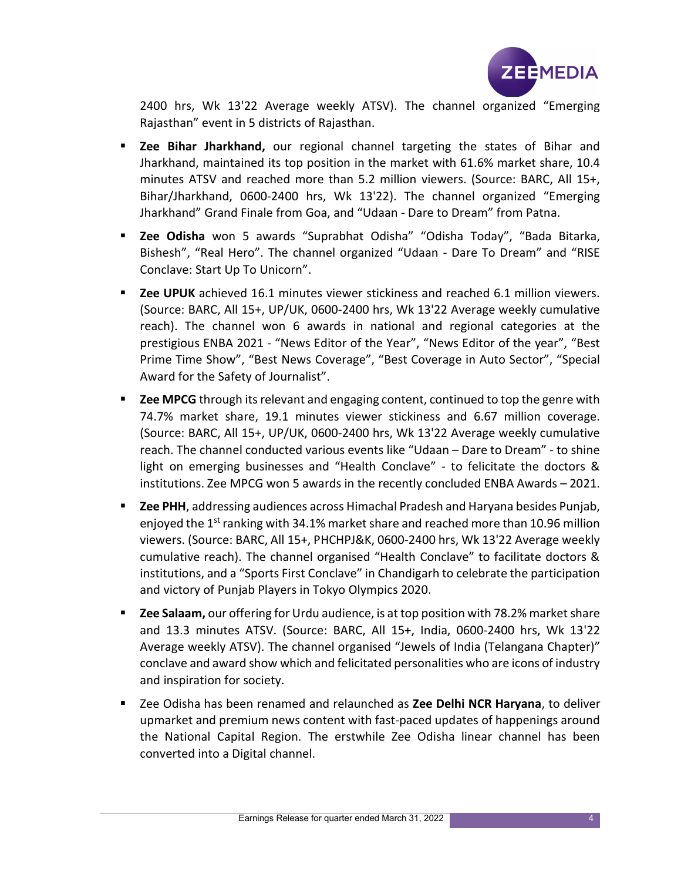2400 hrs, Wk 13'22 Average weekly ATSV). The channel organized "Emerging Rajasthan" event in 5 districts of Rajasthan.

- **Zee Bihar Jharkhand,** our regional channel targeting the states of Bihar and Jharkhand, maintained its top position in the market with 61.6% market share, 10.4 minutes ATSV and reached more than 5.2 million viewers. (Source: BARC, All 15+, Bihar/Jharkhand, 0600-2400 hrs, Wk 13'22). The channel organized "Emerging Jharkhand" Grand Finale from Goa, and "Udaan - Dare to Dream" from Patna.
- **Zee Odisha** won 5 awards "Suprabhat Odisha" "Odisha Today", "Bada Bitarka, Bishesh", "Real Hero". The channel organized "Udaan - Dare To Dream" and "RISE Conclave: Start Up To Unicorn".
- **Zee UPUK** achieved 16.1 minutes viewer stickiness and reached 6.1 million viewers. (Source: BARC, All 15+, UP/UK, 0600-2400 hrs, Wk 13'22 Average weekly cumulative reach). The channel won 6 awards in national and regional categories at the prestigious ENBA 2021 - "News Editor of the Year", "News Editor of the year", "Best Prime Time Show", "Best News Coverage", "Best Coverage in Auto Sector", "Special Award for the Safety of Journalist".
- **Zee MPCG** through its relevant and engaging content, continued to top the genre with 74.7% market share, 19.1 minutes viewer stickiness and 6.67 million coverage. (Source: BARC, All 15+, UP/UK, 0600-2400 hrs, Wk 13'22 Average weekly cumulative reach. The channel conducted various events like "Udaan – Dare to Dream" - to shine light on emerging businesses and "Health Conclave" - to felicitate the doctors & institutions. Zee MPCG won 5 awards in the recently concluded ENBA Awards – 2021.
- **Zee PHH**, addressing audiences across Himachal Pradesh and Haryana besides Punjab, enjoyed the 1st ranking with 34.1% market share and reached more than 10.96 million viewers. (Source: BARC, All 15+, PHCHPJ&K, 0600-2400 hrs, Wk 13'22 Average weekly cumulative reach). The channel organised "Health Conclave" to facilitate doctors & institutions, and a "Sports First Conclave" in Chandigarh to celebrate the participation and victory of Punjab Players in Tokyo Olympics 2020.
- **Zee Salaam,** our offering for Urdu audience, is at top position with 78.2% market share and 13.3 minutes ATSV. (Source: BARC, All 15+, India, 0600-2400 hrs, Wk 13'22 Average weekly ATSV). The channel organised "Jewels of India (Telangana Chapter)" conclave and award show which and felicitated personalities who are icons of industry and inspiration for society.
- Zee Odisha has been renamed and relaunched as **Zee Delhi NCR Haryana**, to deliver upmarket and premium news content with fast-paced updates of happenings around the National Capital Region. The erstwhile Zee Odisha linear channel has been converted into a Digital channel.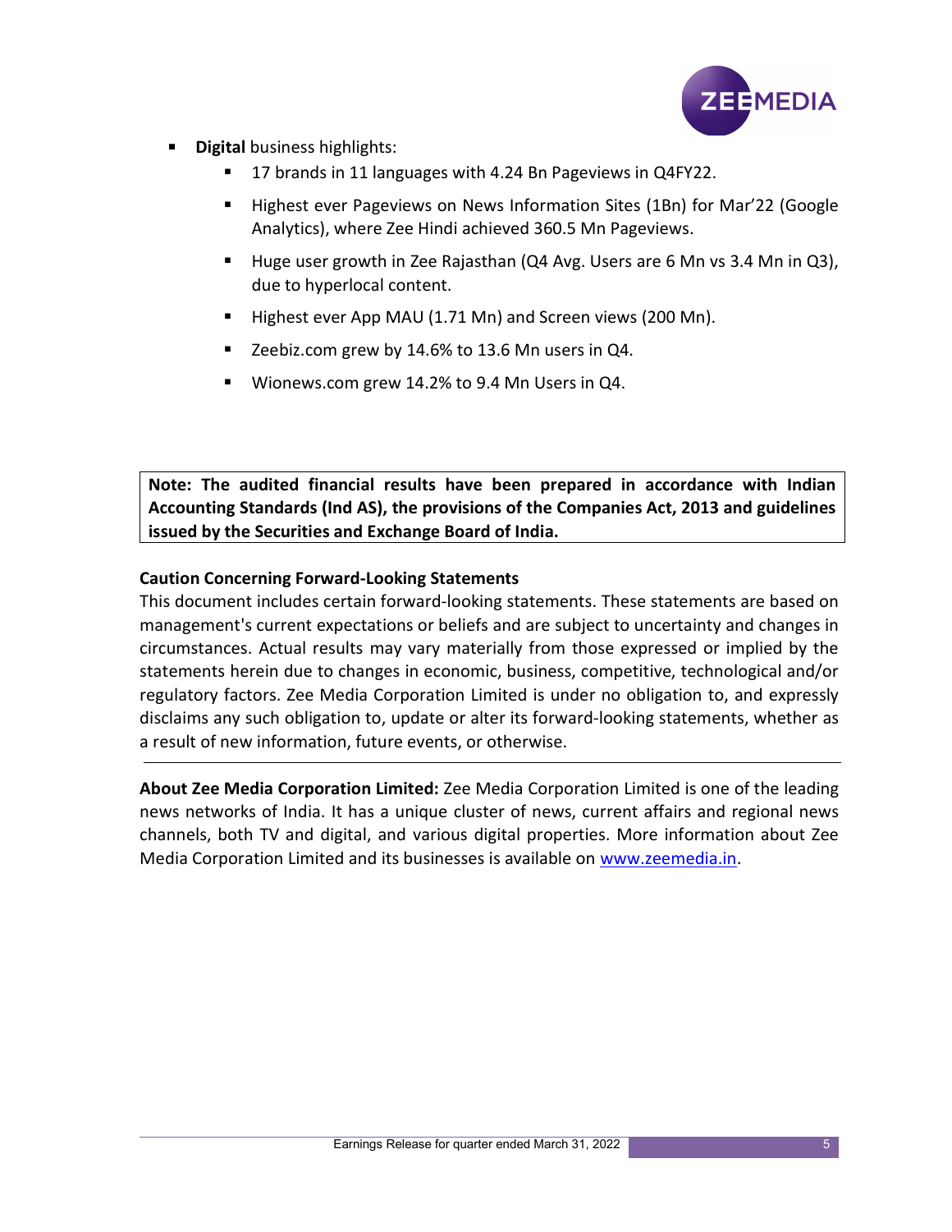- **Digital** business highlights:
    - 17 brands in 11 languages with 4.24 Bn Pageviews in Q4FY22.
    - Highest ever Pageviews on News Information Sites (1Bn) for Mar'22 (Google Analytics), where Zee Hindi achieved 360.5 Mn Pageviews.
    - Huge user growth in Zee Rajasthan (Q4 Avg. Users are 6 Mn vs 3.4 Mn in Q3), due to hyperlocal content.
    - Highest ever App MAU (1.71 Mn) and Screen views (200 Mn).
    - Zeebiz.com grew by 14.6% to 13.6 Mn users in Q4.
    - Wionews.com grew 14.2% to 9.4 Mn Users in Q4.

**Note: The audited financial results have been prepared in accordance with Indian Accounting Standards (Ind AS), the provisions of the Companies Act, 2013 and guidelines issued by the Securities and Exchange Board of India.**

**Caution Concerning Forward-Looking Statements**

This document includes certain forward-looking statements. These statements are based on management's current expectations or beliefs and are subject to uncertainty and changes in circumstances. Actual results may vary materially from those expressed or implied by the statements herein due to changes in economic, business, competitive, technological and/or regulatory factors. Zee Media Corporation Limited is under no obligation to, and expressly disclaims any such obligation to, update or alter its forward-looking statements, whether as a result of new information, future events, or otherwise.

---

**About Zee Media Corporation Limited:** Zee Media Corporation Limited is one of the leading news networks of India. It has a unique cluster of news, current affairs and regional news channels, both TV and digital, and various digital properties. More information about Zee Media Corporation Limited and its businesses is available on [www.zeemedia.in](http://www.zeemedia.in).